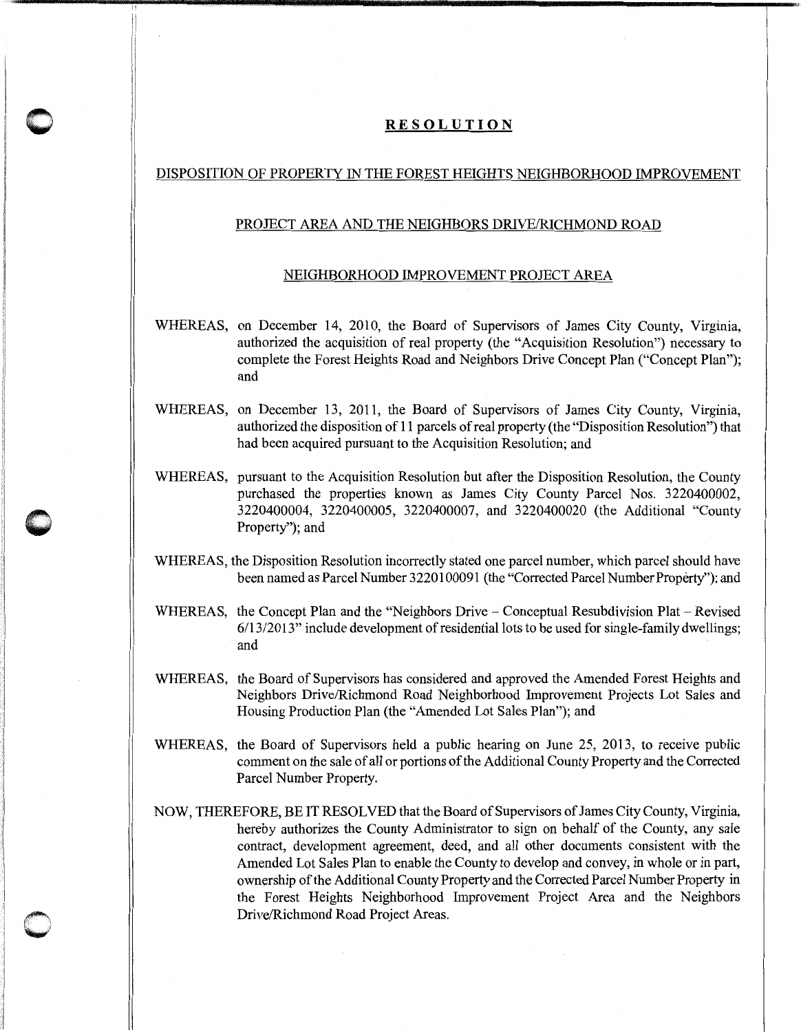# **RESOLUTION**

## DISPOSITION OF PROPERTY IN THE FOREST HEIGHTS NEIGHBORHOOD IMPROVEMENT PROJECT AREA AND THE NEIGHBORS DRIVE/RICHMOND ROAD NEIGHBORHOOD IMPROVEMENT PROJECT AREA

WHEREAS, on December 14, 2010, the Board of Supervisors of James City County, Virginia, authorized the acquisition of real property (the "Acquisition Resolution") necessary to complete the Forest Heights Road and Neighbors Drive Concept Plan ("Concept Plan"); and

WHEREAS, on December 13, 2011, the Board of Supervisors of James City County, Virginia, authorized the disposition of 11 parcels of real property (the "Disposition Resolution") that had been acquired pursuant to the Acquisition Resolution; and

WHEREAS, pursuant to the Acquisition Resolution but after the Disposition Resolution, the County purchased the properties known as James City County Parcel Nos. 3220400002, 3220400004, 3220400005, 3220400007, and 3220400020 (the Additional "County Property"); and

WHEREAS, the Disposition Resolution incorrectly stated one parcel number, which parcel should have been named as Parcel Number 3220100091 (the "Corrected Parcel Number Property"); and

WHEREAS, the Concept Plan and the "Neighbors Drive – Conceptual Resubdivision Plat – Revised 6/13/2013" include development of residential lots to be used for single-family dwellings; and

WHEREAS, the Board of Supervisors has considered and approved the Amended Forest Heights and Neighbors Drive/Richmond Road Neighborhood Improvement Projects Lot Sales and Housing Production Plan (the "Amended Lot Sales Plan"); and

WHEREAS, the Board of Supervisors held a public hearing on June 25, 2013, to receive public comment on the sale of all or portions of the Additional County Property and the Corrected Parcel Number Property.

NOW, THEREFORE, BE IT RESOLVED that the Board of Supervisors of James City County, Virginia, hereby authorizes the County Administrator to sign on behalf of the County, any sale contract, development agreement, deed, and all other documents consistent with the Amended Lot Sales Plan to enable the County to develop and convey, in whole or in part, ownership of the Additional County Property and the Corrected Parcel Number Property in the Forest Heights Neighborhood Improvement Project Area and the Neighbors Drive/Richmond Road Project Areas.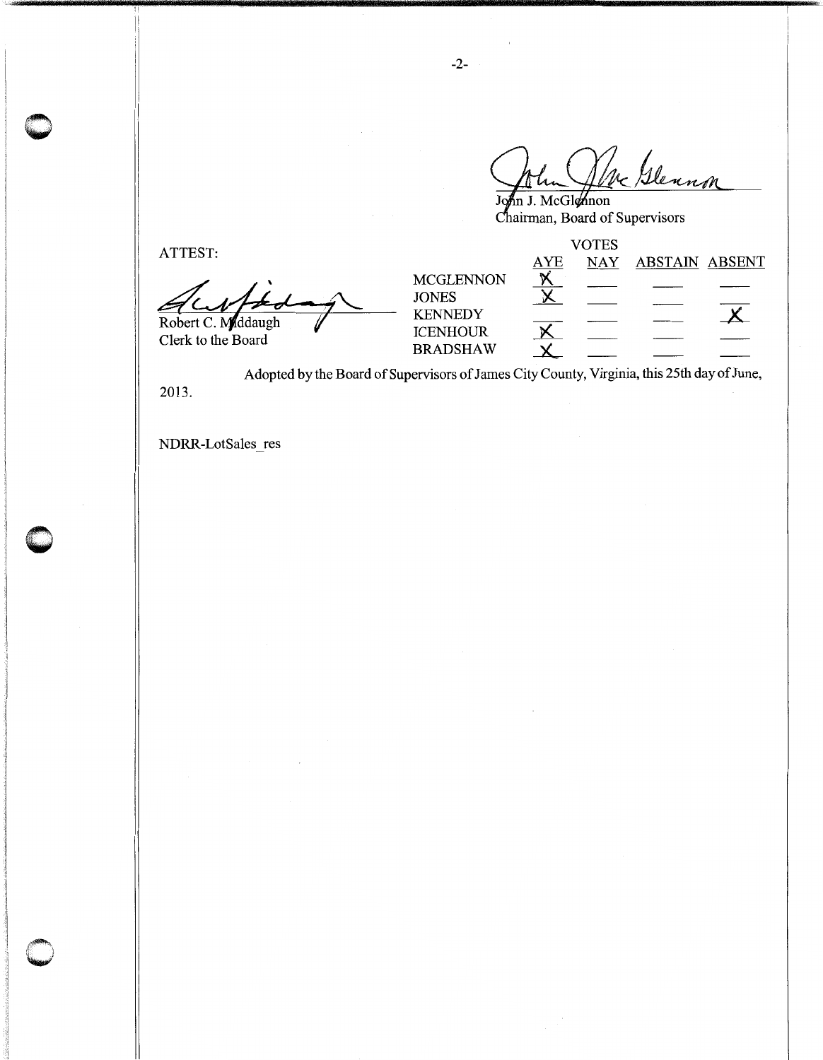John J. McGlennon
Chairman, Board of Supervisors

ATTEST:

Robert C. Middaugh
Clerk to the Board

| | VOTES | | | |
|---|---|---|---|---|
| | AYE | NAY | ABSTAIN | ABSENT |
| MCGLENNON | X | | | |
| JONES | X | | | |
| KENNEDY | | | | X |
| ICENHOUR | X | | | |
| BRADSHAW | X | | | |

Adopted by the Board of Supervisors of James City County, Virginia, this 25th day of June, 2013.

NDRR-LotSales_res